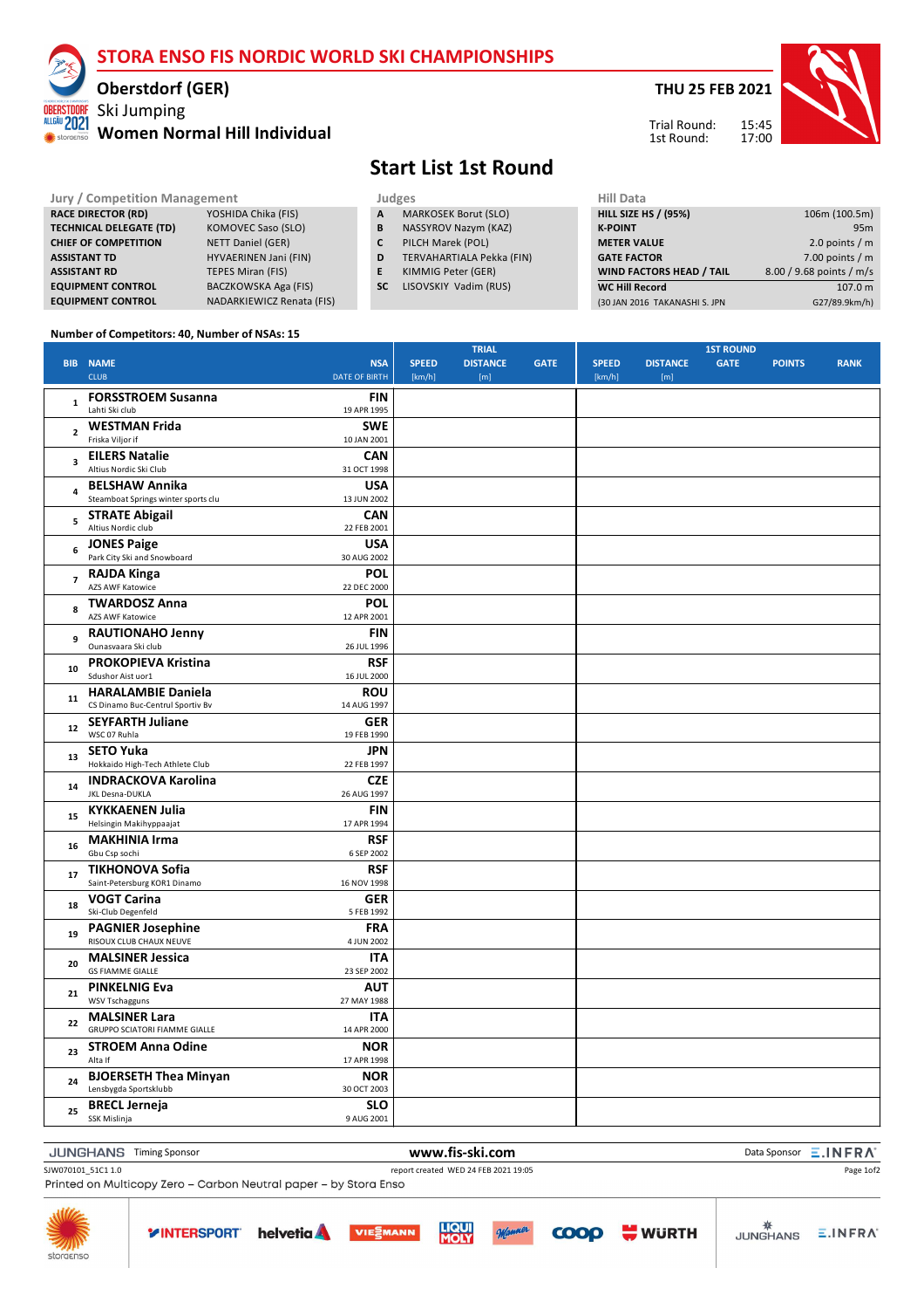# STORA ENSO FIS NORDIC WORLD SKI CHAMPIONSHIPS

## Oberstdorf (GER)

Ski Jumping

**Women Normal Hill Individual**

**THU 25 FEB 2021**

Trial Round: 15:45
1st Round: 17:00

# Start List 1st Round

| Jury / Competition Management | |
|---|---|
| RACE DIRECTOR (RD) | YOSHIDA Chika (FIS) |
| TECHNICAL DELEGATE (TD) | KOMOVEC Saso (SLO) |
| CHIEF OF COMPETITION | NETT Daniel (GER) |
| ASSISTANT TD | HYVAERINEN Jani (FIN) |
| ASSISTANT RD | TEPES Miran (FIS) |
| EQUIPMENT CONTROL | BACZKOWSKA Aga (FIS) |
| EQUIPMENT CONTROL | NADARKIEWICZ Renata (FIS) |

| Judges | |
|---|---|
| A | MARKOSEK Borut (SLO) |
| B | NASSYROV Nazym (KAZ) |
| C | PILCH Marek (POL) |
| D | TERVAHARTIALA Pekka (FIN) |
| E | KIMMIG Peter (GER) |
| SC | LISOVSKIY Vadim (RUS) |

| Hill Data | |
|---|---|
| HILL SIZE HS / (95%) | 106m (100.5m) |
| K-POINT | 95m |
| METER VALUE | 2.0 points / m |
| GATE FACTOR | 7.00 points / m |
| WIND FACTORS HEAD / TAIL | 8.00 / 9.68 points / m/s |
| WC Hill Record | 107.0 m |
| (30 JAN 2016 TAKANASHI S. JPN | G27/89.9km/h) |

Number of Competitors: 40, Number of NSAs: 15

| BIB | NAME<br>CLUB | NSA<br>DATE OF BIRTH | TRIAL<br>SPEED [km/h] | DISTANCE [m] | GATE | 1ST ROUND<br>SPEED [km/h] | DISTANCE [m] | GATE | POINTS | RANK |
|---|---|---|---|---|---|---|---|---|---|---|
| 1 | **FORSSTROEM Susanna**<br>Lahti Ski club | **FIN**<br>19 APR 1995 | | | | | | | | |
| 2 | **WESTMAN Frida**<br>Friska Viljor if | **SWE**<br>10 JAN 2001 | | | | | | | | |
| 3 | **EILERS Natalie**<br>Altius Nordic Ski Club | **CAN**<br>31 OCT 1998 | | | | | | | | |
| 4 | **BELSHAW Annika**<br>Steamboat Springs winter sports clu | **USA**<br>13 JUN 2002 | | | | | | | | |
| 5 | **STRATE Abigail**<br>Altius Nordic club | **CAN**<br>22 FEB 2001 | | | | | | | | |
| 6 | **JONES Paige**<br>Park City Ski and Snowboard | **USA**<br>30 AUG 2002 | | | | | | | | |
| 7 | **RAJDA Kinga**<br>AZS AWF Katowice | **POL**<br>22 DEC 2000 | | | | | | | | |
| 8 | **TWARDOSZ Anna**<br>AZS AWF Katowice | **POL**<br>12 APR 2001 | | | | | | | | |
| 9 | **RAUTIONAHO Jenny**<br>Ounasvaara Ski club | **FIN**<br>26 JUL 1996 | | | | | | | | |
| 10 | **PROKOPIEVA Kristina**<br>Sdushor Aist uor1 | **RSF**<br>16 JUL 2000 | | | | | | | | |
| 11 | **HARALAMBIE Daniela**<br>CS Dinamo Buc-Centrul Sportiv Bv | **ROU**<br>14 AUG 1997 | | | | | | | | |
| 12 | **SEYFARTH Juliane**<br>WSC 07 Ruhla | **GER**<br>19 FEB 1990 | | | | | | | | |
| 13 | **SETO Yuka**<br>Hokkaido High-Tech Athlete Club | **JPN**<br>22 FEB 1997 | | | | | | | | |
| 14 | **INDRACKOVA Karolina**<br>JKL Desna-DUKLA | **CZE**<br>26 AUG 1997 | | | | | | | | |
| 15 | **KYKKAENEN Julia**<br>Helsingin Makihyppaajat | **FIN**<br>17 APR 1994 | | | | | | | | |
| 16 | **MAKHINIA Irma**<br>Gbu Csp sochi | **RSF**<br>6 SEP 2002 | | | | | | | | |
| 17 | **TIKHONOVA Sofia**<br>Saint-Petersburg KOR1 Dinamo | **RSF**<br>16 NOV 1998 | | | | | | | | |
| 18 | **VOGT Carina**<br>Ski-Club Degenfeld | **GER**<br>5 FEB 1992 | | | | | | | | |
| 19 | **PAGNIER Josephine**<br>RISOUX CLUB CHAUX NEUVE | **FRA**<br>4 JUN 2002 | | | | | | | | |
| 20 | **MALSINER Jessica**<br>GS FIAMME GIALLE | **ITA**<br>23 SEP 2002 | | | | | | | | |
| 21 | **PINKELNIG Eva**<br>WSV Tschagguns | **AUT**<br>27 MAY 1988 | | | | | | | | |
| 22 | **MALSINER Lara**<br>GRUPPO SCIATORI FIAMME GIALLE | **ITA**<br>14 APR 2000 | | | | | | | | |
| 23 | **STROEM Anna Odine**<br>Alta If | **NOR**<br>17 APR 1998 | | | | | | | | |
| 24 | **BJOERSETH Thea Minyan**<br>Lensbygda Sportsklubb | **NOR**<br>30 OCT 2003 | | | | | | | | |
| 25 | **BRECL Jerneja**<br>SSK Mislinja | **SLO**<br>9 AUG 2001 | | | | | | | | |

JUNGHANS Timing Sponsor | www.fis-ski.com | Data Sponsor INFRA

SJW070101_51C1 1.0 | report created WED 24 FEB 2021 19:05

Printed on Multicopy Zero – Carbon Neutral paper – by Stora Enso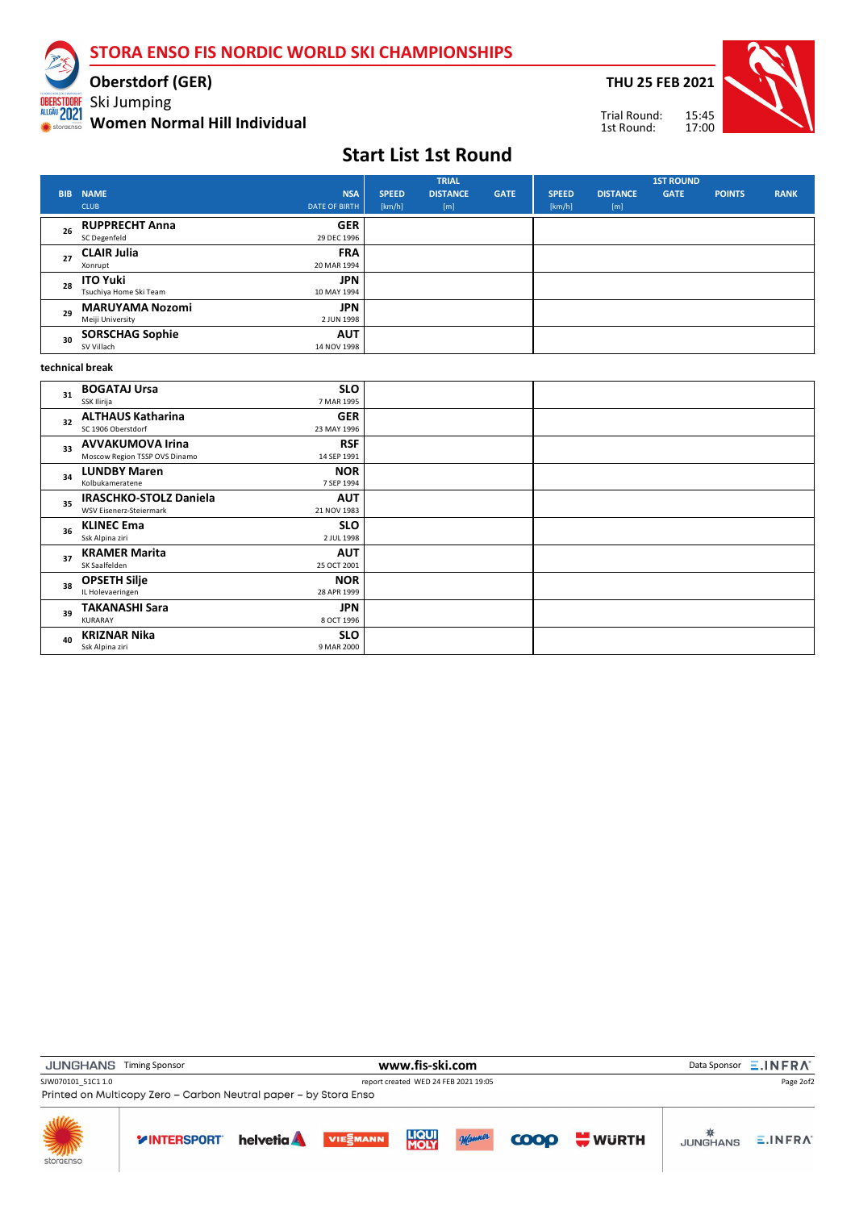# STORA ENSO FIS NORDIC WORLD SKI CHAMPIONSHIPS

**Oberstdorf (GER)**
Ski Jumping
**Women Normal Hill Individual**

**THU 25 FEB 2021**

Trial Round: 15:45
1st Round: 17:00

## Start List 1st Round

| BIB | NAME / CLUB | NSA / DATE OF BIRTH | TRIAL SPEED [km/h] | TRIAL DISTANCE [m] | TRIAL GATE | 1ST ROUND SPEED [km/h] | 1ST ROUND DISTANCE [m] | 1ST ROUND GATE | POINTS | RANK |
|---|---|---|---|---|---|---|---|---|---|---|
| 26 | **RUPPRECHT Anna** SC Degenfeld | **GER** 29 DEC 1996 | | | | | | | | |
| 27 | **CLAIR Julia** Xonrupt | **FRA** 20 MAR 1994 | | | | | | | | |
| 28 | **ITO Yuki** Tsuchiya Home Ski Team | **JPN** 10 MAY 1994 | | | | | | | | |
| 29 | **MARUYAMA Nozomi** Meiji University | **JPN** 2 JUN 1998 | | | | | | | | |
| 30 | **SORSCHAG Sophie** SV Villach | **AUT** 14 NOV 1998 | | | | | | | | |

**technical break**

| BIB | NAME / CLUB | NSA / DATE OF BIRTH | TRIAL SPEED [km/h] | TRIAL DISTANCE [m] | TRIAL GATE | 1ST ROUND SPEED [km/h] | 1ST ROUND DISTANCE [m] | 1ST ROUND GATE | POINTS | RANK |
|---|---|---|---|---|---|---|---|---|---|---|
| 31 | **BOGATAJ Ursa** SSK Ilirija | **SLO** 7 MAR 1995 | | | | | | | | |
| 32 | **ALTHAUS Katharina** SC 1906 Oberstdorf | **GER** 23 MAY 1996 | | | | | | | | |
| 33 | **AVVAKUMOVA Irina** Moscow Region TSSP OVS Dinamo | **RSF** 14 SEP 1991 | | | | | | | | |
| 34 | **LUNDBY Maren** Kolbukameratene | **NOR** 7 SEP 1994 | | | | | | | | |
| 35 | **IRASCHKO-STOLZ Daniela** WSV Eisenerz-Steiermark | **AUT** 21 NOV 1983 | | | | | | | | |
| 36 | **KLINEC Ema** Ssk Alpina ziri | **SLO** 2 JUL 1998 | | | | | | | | |
| 37 | **KRAMER Marita** SK Saalfelden | **AUT** 25 OCT 2001 | | | | | | | | |
| 38 | **OPSETH Silje** IL Holevaeringen | **NOR** 28 APR 1999 | | | | | | | | |
| 39 | **TAKANASHI Sara** KURARAY | **JPN** 8 OCT 1996 | | | | | | | | |
| 40 | **KRIZNAR Nika** Ssk Alpina ziri | **SLO** 9 MAR 2000 | | | | | | | | |

JUNGHANS Timing Sponsor | www.fis-ski.com | Data Sponsor E.INFRA

SJW070101_51C1 1.0 | report created WED 24 FEB 2021 19:05

Printed on Multicopy Zero – Carbon Neutral paper – by Stora Enso